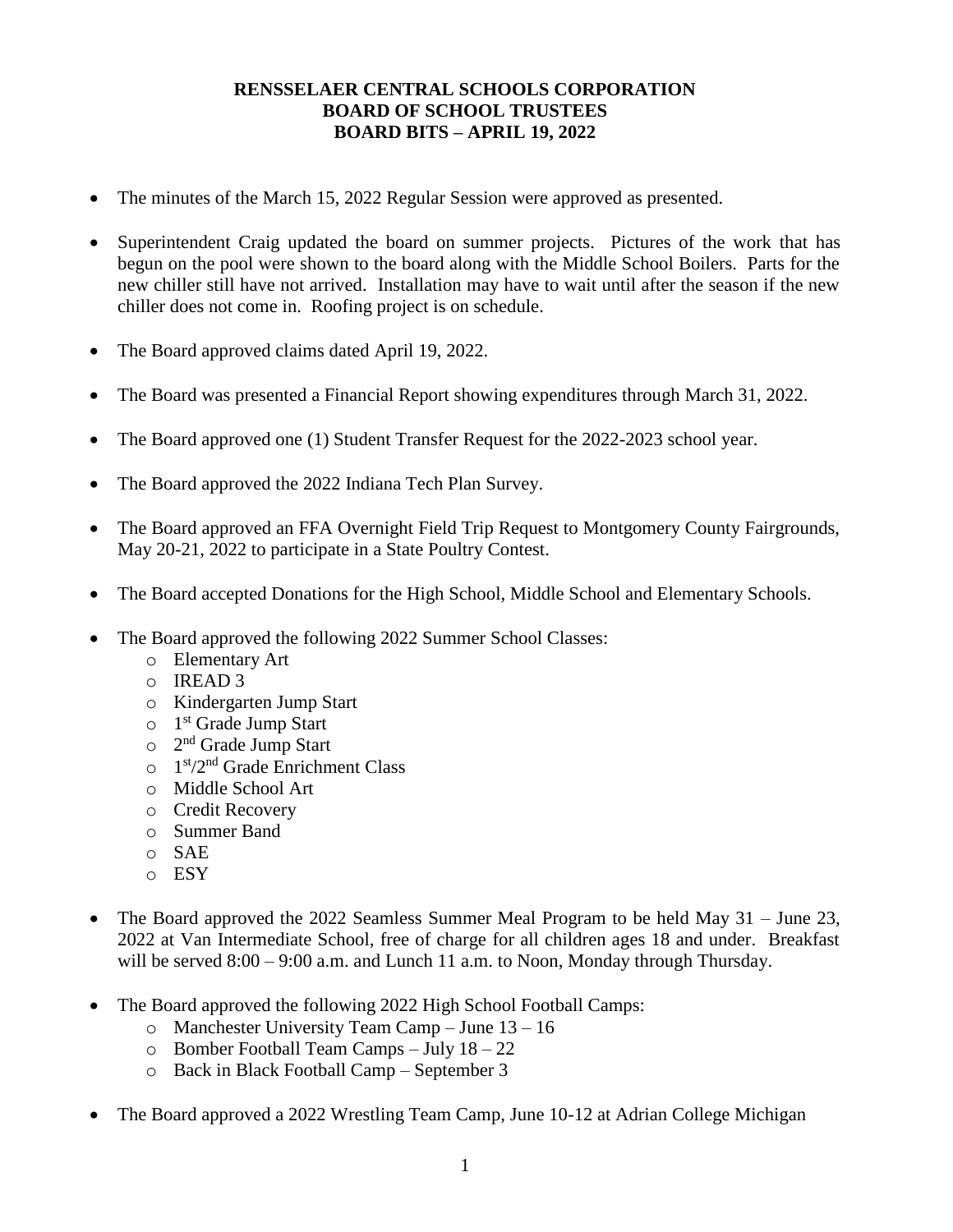# RENSSELAER CENTRAL SCHOOLS CORPORATION
# BOARD OF SCHOOL TRUSTEES
# BOARD BITS – APRIL 19, 2022

- The minutes of the March 15, 2022 Regular Session were approved as presented.
- Superintendent Craig updated the board on summer projects. Pictures of the work that has begun on the pool were shown to the board along with the Middle School Boilers. Parts for the new chiller still have not arrived. Installation may have to wait until after the season if the new chiller does not come in. Roofing project is on schedule.
- The Board approved claims dated April 19, 2022.
- The Board was presented a Financial Report showing expenditures through March 31, 2022.
- The Board approved one (1) Student Transfer Request for the 2022-2023 school year.
- The Board approved the 2022 Indiana Tech Plan Survey.
- The Board approved an FFA Overnight Field Trip Request to Montgomery County Fairgrounds, May 20-21, 2022 to participate in a State Poultry Contest.
- The Board accepted Donations for the High School, Middle School and Elementary Schools.
- The Board approved the following 2022 Summer School Classes:
  - Elementary Art
  - IREAD 3
  - Kindergarten Jump Start
  - 1st Grade Jump Start
  - 2nd Grade Jump Start
  - 1st/2nd Grade Enrichment Class
  - Middle School Art
  - Credit Recovery
  - Summer Band
  - SAE
  - ESY
- The Board approved the 2022 Seamless Summer Meal Program to be held May 31 – June 23, 2022 at Van Intermediate School, free of charge for all children ages 18 and under. Breakfast will be served 8:00 – 9:00 a.m. and Lunch 11 a.m. to Noon, Monday through Thursday.
- The Board approved the following 2022 High School Football Camps:
  - Manchester University Team Camp – June 13 – 16
  - Bomber Football Team Camps – July 18 – 22
  - Back in Black Football Camp – September 3
- The Board approved a 2022 Wrestling Team Camp, June 10-12 at Adrian College Michigan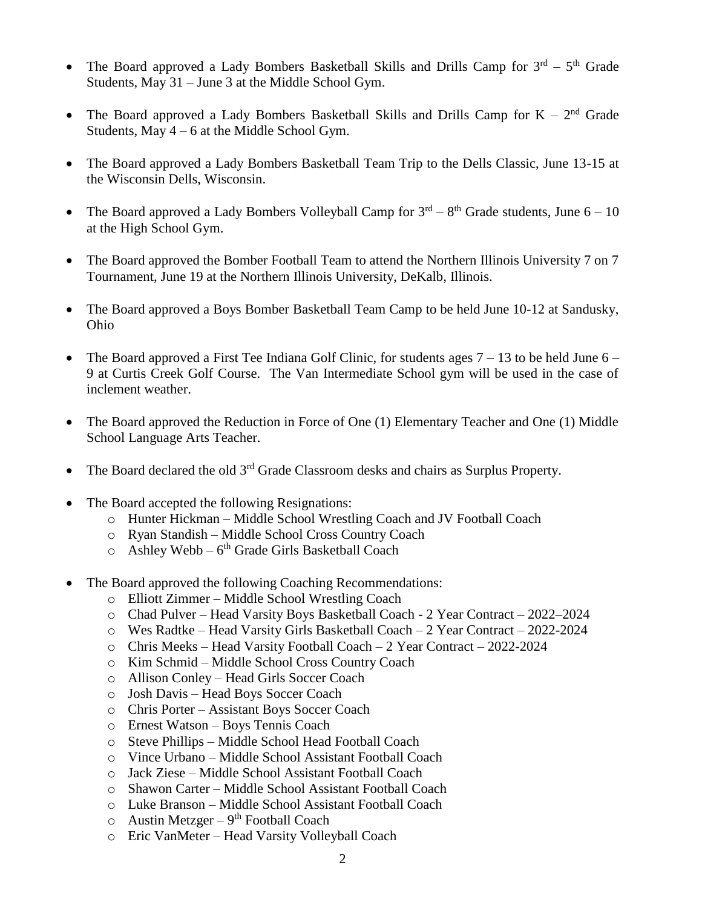- The Board approved a Lady Bombers Basketball Skills and Drills Camp for 3rd – 5th Grade Students, May 31 – June 3 at the Middle School Gym.

- The Board approved a Lady Bombers Basketball Skills and Drills Camp for K – 2nd Grade Students, May 4 – 6 at the Middle School Gym.

- The Board approved a Lady Bombers Basketball Team Trip to the Dells Classic, June 13-15 at the Wisconsin Dells, Wisconsin.

- The Board approved a Lady Bombers Volleyball Camp for 3rd – 8th Grade students, June 6 – 10 at the High School Gym.

- The Board approved the Bomber Football Team to attend the Northern Illinois University 7 on 7 Tournament, June 19 at the Northern Illinois University, DeKalb, Illinois.

- The Board approved a Boys Bomber Basketball Team Camp to be held June 10-12 at Sandusky, Ohio

- The Board approved a First Tee Indiana Golf Clinic, for students ages 7 – 13 to be held June 6 – 9 at Curtis Creek Golf Course. The Van Intermediate School gym will be used in the case of inclement weather.

- The Board approved the Reduction in Force of One (1) Elementary Teacher and One (1) Middle School Language Arts Teacher.

- The Board declared the old 3rd Grade Classroom desks and chairs as Surplus Property.

- The Board accepted the following Resignations:
  - Hunter Hickman – Middle School Wrestling Coach and JV Football Coach
  - Ryan Standish – Middle School Cross Country Coach
  - Ashley Webb – 6th Grade Girls Basketball Coach

- The Board approved the following Coaching Recommendations:
  - Elliott Zimmer – Middle School Wrestling Coach
  - Chad Pulver – Head Varsity Boys Basketball Coach - 2 Year Contract – 2022–2024
  - Wes Radtke – Head Varsity Girls Basketball Coach – 2 Year Contract – 2022-2024
  - Chris Meeks – Head Varsity Football Coach – 2 Year Contract – 2022-2024
  - Kim Schmid – Middle School Cross Country Coach
  - Allison Conley – Head Girls Soccer Coach
  - Josh Davis – Head Boys Soccer Coach
  - Chris Porter – Assistant Boys Soccer Coach
  - Ernest Watson – Boys Tennis Coach
  - Steve Phillips – Middle School Head Football Coach
  - Vince Urbano – Middle School Assistant Football Coach
  - Jack Ziese – Middle School Assistant Football Coach
  - Shawon Carter – Middle School Assistant Football Coach
  - Luke Branson – Middle School Assistant Football Coach
  - Austin Metzger – 9th Football Coach
  - Eric VanMeter – Head Varsity Volleyball Coach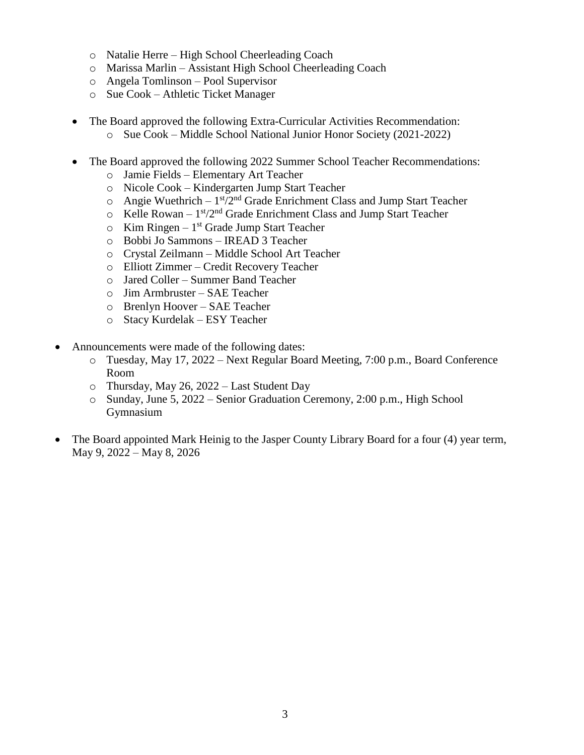- Natalie Herre – High School Cheerleading Coach
  - Marissa Marlin – Assistant High School Cheerleading Coach
  - Angela Tomlinson – Pool Supervisor
  - Sue Cook – Athletic Ticket Manager

- The Board approved the following Extra-Curricular Activities Recommendation:
  - Sue Cook – Middle School National Junior Honor Society (2021-2022)

- The Board approved the following 2022 Summer School Teacher Recommendations:
  - Jamie Fields – Elementary Art Teacher
  - Nicole Cook – Kindergarten Jump Start Teacher
  - Angie Wuethrich – 1st/2nd Grade Enrichment Class and Jump Start Teacher
  - Kelle Rowan – 1st/2nd Grade Enrichment Class and Jump Start Teacher
  - Kim Ringen – 1st Grade Jump Start Teacher
  - Bobbi Jo Sammons – IREAD 3 Teacher
  - Crystal Zeilmann – Middle School Art Teacher
  - Elliott Zimmer – Credit Recovery Teacher
  - Jared Coller – Summer Band Teacher
  - Jim Armbruster – SAE Teacher
  - Brenlyn Hoover – SAE Teacher
  - Stacy Kurdelak – ESY Teacher

- Announcements were made of the following dates:
  - Tuesday, May 17, 2022 – Next Regular Board Meeting, 7:00 p.m., Board Conference Room
  - Thursday, May 26, 2022 – Last Student Day
  - Sunday, June 5, 2022 – Senior Graduation Ceremony, 2:00 p.m., High School Gymnasium

- The Board appointed Mark Heinig to the Jasper County Library Board for a four (4) year term, May 9, 2022 – May 8, 2026